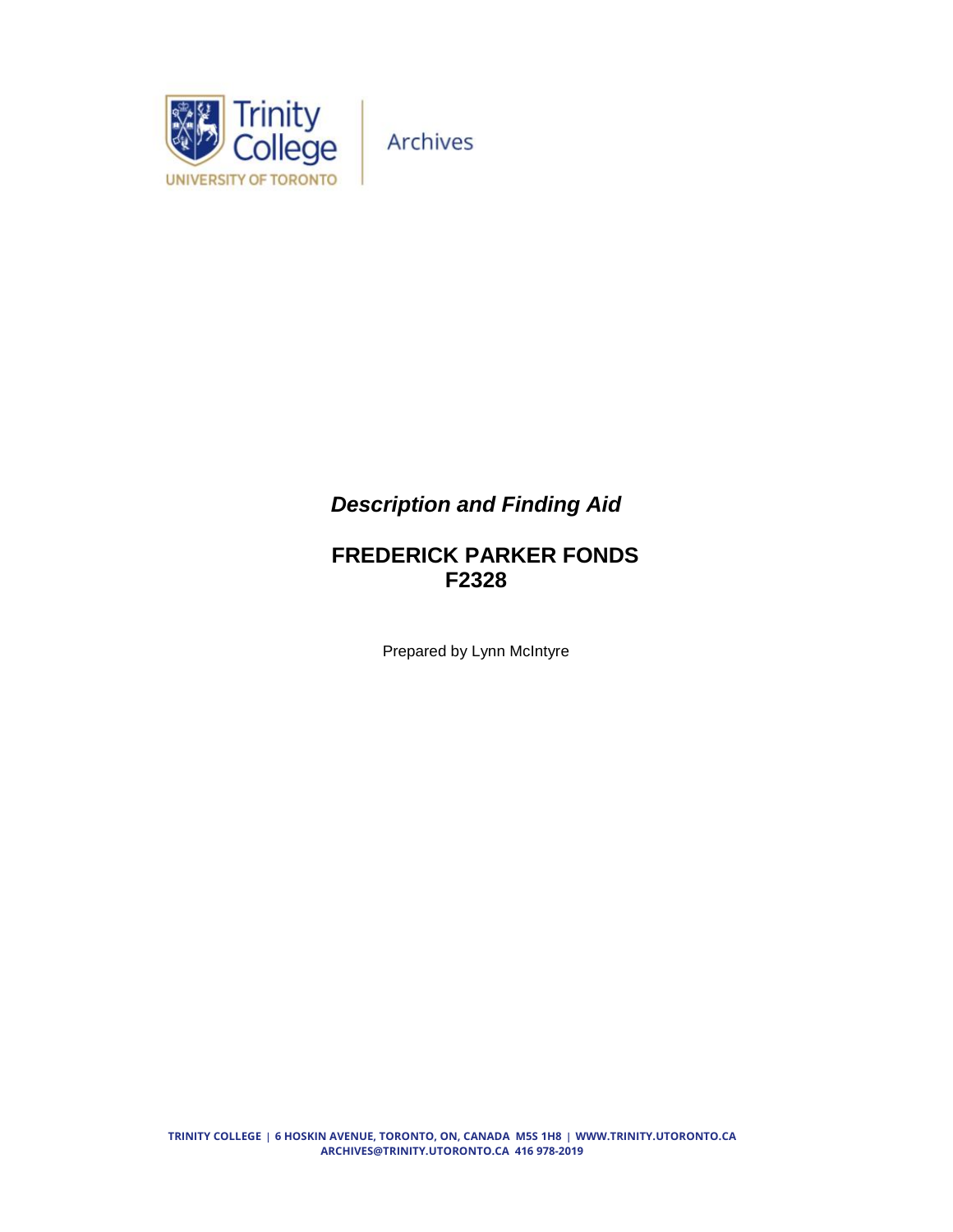Trinity College
UNIVERSITY OF TORONTO

Archives

***Description and Finding Aid***

# FREDERICK PARKER FONDS
# F2328

Prepared by Lynn McIntyre

TRINITY COLLEGE | 6 HOSKIN AVENUE, TORONTO, ON, CANADA M5S 1H8 | WWW.TRINITY.UTORONTO.CA
ARCHIVES@TRINITY.UTORONTO.CA 416 978-2019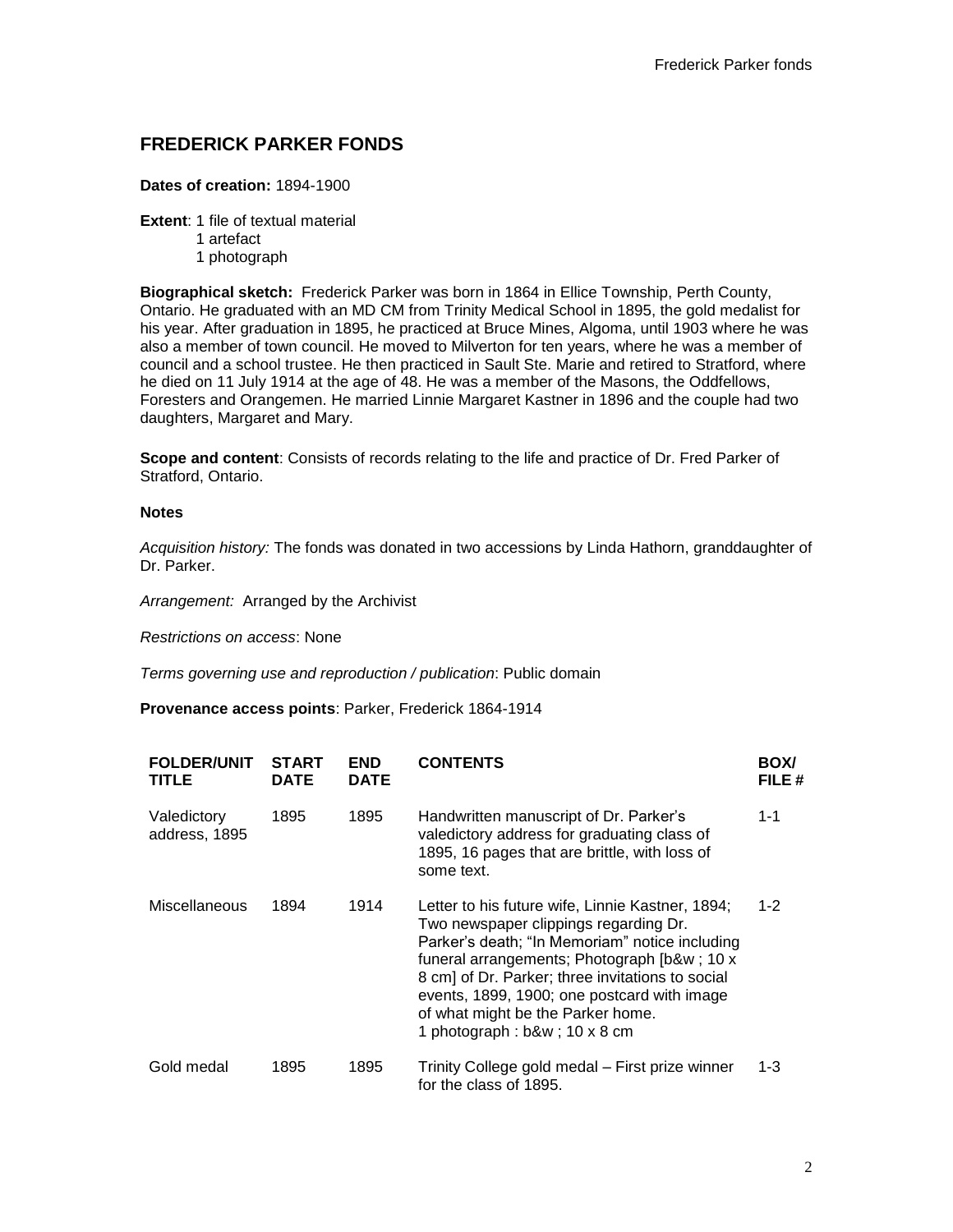# FREDERICK PARKER FONDS

**Dates of creation:** 1894-1900

**Extent**: 1 file of textual material
1 artefact
1 photograph

**Biographical sketch:** Frederick Parker was born in 1864 in Ellice Township, Perth County, Ontario. He graduated with an MD CM from Trinity Medical School in 1895, the gold medalist for his year. After graduation in 1895, he practiced at Bruce Mines, Algoma, until 1903 where he was also a member of town council. He moved to Milverton for ten years, where he was a member of council and a school trustee. He then practiced in Sault Ste. Marie and retired to Stratford, where he died on 11 July 1914 at the age of 48. He was a member of the Masons, the Oddfellows, Foresters and Orangemen. He married Linnie Margaret Kastner in 1896 and the couple had two daughters, Margaret and Mary.

**Scope and content**: Consists of records relating to the life and practice of Dr. Fred Parker of Stratford, Ontario.

**Notes**

*Acquisition history:* The fonds was donated in two accessions by Linda Hathorn, granddaughter of Dr. Parker.

*Arrangement:* Arranged by the Archivist

*Restrictions on access*: None

*Terms governing use and reproduction / publication*: Public domain

**Provenance access points**: Parker, Frederick 1864-1914

| FOLDER/UNIT TITLE | START DATE | END DATE | CONTENTS | BOX/ FILE # |
|---|---|---|---|---|
| Valedictory address, 1895 | 1895 | 1895 | Handwritten manuscript of Dr. Parker's valedictory address for graduating class of 1895, 16 pages that are brittle, with loss of some text. | 1-1 |
| Miscellaneous | 1894 | 1914 | Letter to his future wife, Linnie Kastner, 1894; Two newspaper clippings regarding Dr. Parker's death; "In Memoriam" notice including funeral arrangements; Photograph [b&w ; 10 x 8 cm] of Dr. Parker; three invitations to social events, 1899, 1900; one postcard with image of what might be the Parker home. 1 photograph : b&w ; 10 x 8 cm | 1-2 |
| Gold medal | 1895 | 1895 | Trinity College gold medal – First prize winner for the class of 1895. | 1-3 |